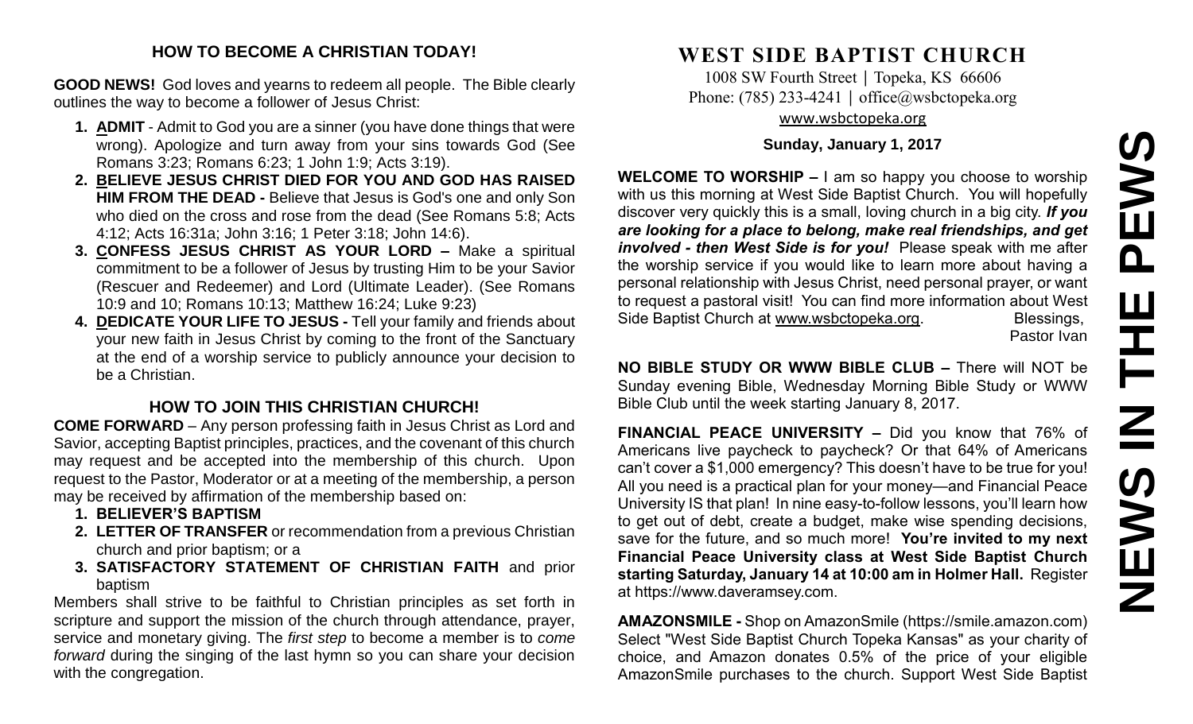## HOW TO BECOME A CHRISTIAN TODAY!

**GOOD NEWS!** God loves and yearns to redeem all people. The Bible clearly outlines the way to become a follower of Jesus Christ:

1. **ADMIT** - Admit to God you are a sinner (you have done things that were wrong). Apologize and turn away from your sins towards God (See Romans 3:23; Romans 6:23; 1 John 1:9; Acts 3:19).
2. **BELIEVE JESUS CHRIST DIED FOR YOU AND GOD HAS RAISED HIM FROM THE DEAD -** Believe that Jesus is God's one and only Son who died on the cross and rose from the dead (See Romans 5:8; Acts 4:12; Acts 16:31a; John 3:16; 1 Peter 3:18; John 14:6).
3. **CONFESS JESUS CHRIST AS YOUR LORD –** Make a spiritual commitment to be a follower of Jesus by trusting Him to be your Savior (Rescuer and Redeemer) and Lord (Ultimate Leader). (See Romans 10:9 and 10; Romans 10:13; Matthew 16:24; Luke 9:23)
4. **DEDICATE YOUR LIFE TO JESUS -** Tell your family and friends about your new faith in Jesus Christ by coming to the front of the Sanctuary at the end of a worship service to publicly announce your decision to be a Christian.

## HOW TO JOIN THIS CHRISTIAN CHURCH!

**COME FORWARD** – Any person professing faith in Jesus Christ as Lord and Savior, accepting Baptist principles, practices, and the covenant of this church may request and be accepted into the membership of this church. Upon request to the Pastor, Moderator or at a meeting of the membership, a person may be received by affirmation of the membership based on:

1. **BELIEVER'S BAPTISM**
2. **LETTER OF TRANSFER** or recommendation from a previous Christian church and prior baptism; or a
3. **SATISFACTORY STATEMENT OF CHRISTIAN FAITH** and prior baptism

Members shall strive to be faithful to Christian principles as set forth in scripture and support the mission of the church through attendance, prayer, service and monetary giving. The *first step* to become a member is to *come forward* during the singing of the last hymn so you can share your decision with the congregation.

# WEST SIDE BAPTIST CHURCH

1008 SW Fourth Street | Topeka, KS 66606
Phone: (785) 233-4241 | office@wsbctopeka.org
www.wsbctopeka.org

**Sunday, January 1, 2017**

# NEWS IN THE PEWS

**WELCOME TO WORSHIP –** I am so happy you choose to worship with us this morning at West Side Baptist Church. You will hopefully discover very quickly this is a small, loving church in a big city. ***If you are looking for a place to belong, make real friendships, and get involved - then West Side is for you!*** Please speak with me after the worship service if you would like to learn more about having a personal relationship with Jesus Christ, need personal prayer, or want to request a pastoral visit! You can find more information about West Side Baptist Church at www.wsbctopeka.org. Blessings,
Pastor Ivan

**NO BIBLE STUDY OR WWW BIBLE CLUB –** There will NOT be Sunday evening Bible, Wednesday Morning Bible Study or WWW Bible Club until the week starting January 8, 2017.

**FINANCIAL PEACE UNIVERSITY –** Did you know that 76% of Americans live paycheck to paycheck? Or that 64% of Americans can't cover a $1,000 emergency? This doesn't have to be true for you! All you need is a practical plan for your money—and Financial Peace University IS that plan! In nine easy-to-follow lessons, you'll learn how to get out of debt, create a budget, make wise spending decisions, save for the future, and so much more! **You're invited to my next Financial Peace University class at West Side Baptist Church starting Saturday, January 14 at 10:00 am in Holmer Hall.** Register at https://www.daveramsey.com.

**AMAZONSMILE -** Shop on AmazonSmile (https://smile.amazon.com) Select "West Side Baptist Church Topeka Kansas" as your charity of choice, and Amazon donates 0.5% of the price of your eligible AmazonSmile purchases to the church. Support West Side Baptist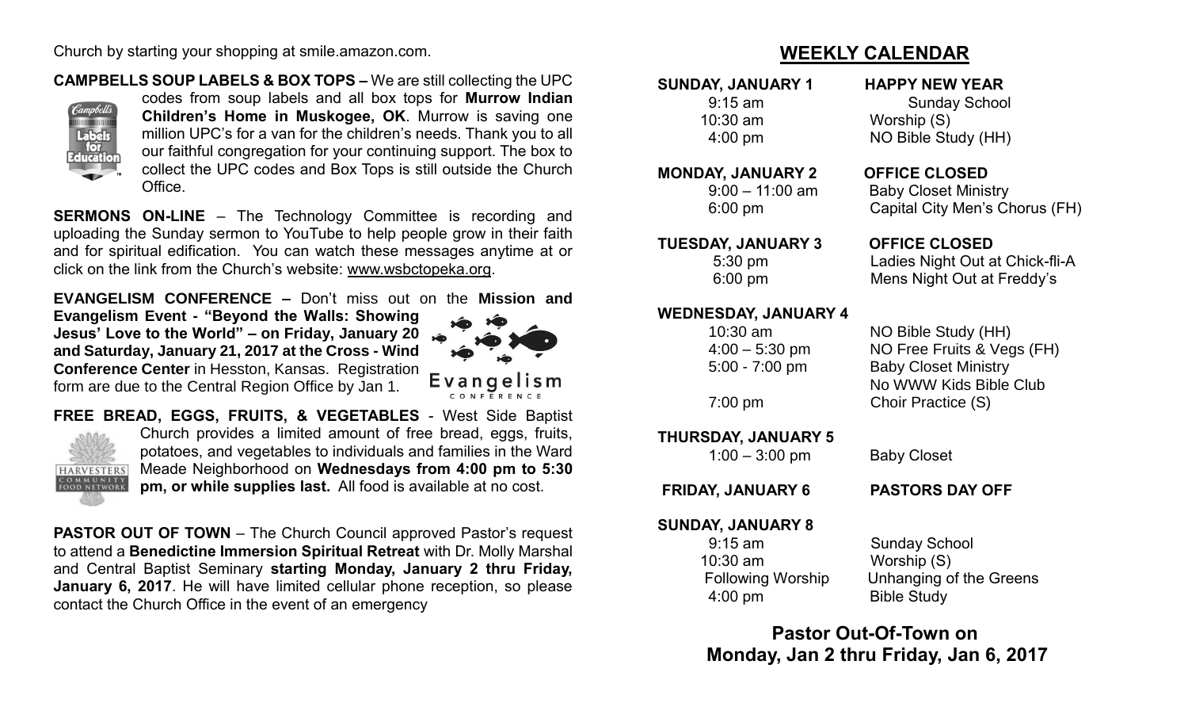Church by starting your shopping at smile.amazon.com.

**CAMPBELLS SOUP LABELS & BOX TOPS –** We are still collecting the UPC codes from soup labels and all box tops for **Murrow Indian Children's Home in Muskogee, OK**. Murrow is saving one million UPC's for a van for the children's needs. Thank you to all our faithful congregation for your continuing support. The box to collect the UPC codes and Box Tops is still outside the Church Office.

**SERMONS ON-LINE** – The Technology Committee is recording and uploading the Sunday sermon to YouTube to help people grow in their faith and for spiritual edification. You can watch these messages anytime at or click on the link from the Church's website: www.wsbctopeka.org.

**EVANGELISM CONFERENCE –** Don't miss out on the **Mission and Evangelism Event - "Beyond the Walls: Showing Jesus' Love to the World" – on Friday, January 20 and Saturday, January 21, 2017 at the Cross - Wind Conference Center** in Hesston, Kansas. Registration form are due to the Central Region Office by Jan 1.

**FREE BREAD, EGGS, FRUITS, & VEGETABLES** - West Side Baptist Church provides a limited amount of free bread, eggs, fruits, potatoes, and vegetables to individuals and families in the Ward Meade Neighborhood on **Wednesdays from 4:00 pm to 5:30 pm, or while supplies last.** All food is available at no cost.

**PASTOR OUT OF TOWN** – The Church Council approved Pastor's request to attend a **Benedictine Immersion Spiritual Retreat** with Dr. Molly Marshal and Central Baptist Seminary **starting Monday, January 2 thru Friday, January 6, 2017**. He will have limited cellular phone reception, so please contact the Church Office in the event of an emergency

## WEEKLY CALENDAR

**SUNDAY, JANUARY 1** — **HAPPY NEW YEAR**

- 9:15 am — Sunday School
- 10:30 am — Worship (S)
- 4:00 pm — NO Bible Study (HH)

**MONDAY, JANUARY 2** — **OFFICE CLOSED**

- 9:00 – 11:00 am — Baby Closet Ministry
- 6:00 pm — Capital City Men's Chorus (FH)

**TUESDAY, JANUARY 3** — **OFFICE CLOSED**

- 5:30 pm — Ladies Night Out at Chick-fli-A
- 6:00 pm — Mens Night Out at Freddy's

**WEDNESDAY, JANUARY 4**

- 10:30 am — NO Bible Study (HH)
- 4:00 – 5:30 pm — NO Free Fruits & Vegs (FH)
- 5:00 - 7:00 pm — Baby Closet Ministry; No WWW Kids Bible Club
- 7:00 pm — Choir Practice (S)

**THURSDAY, JANUARY 5**

- 1:00 – 3:00 pm — Baby Closet

**FRIDAY, JANUARY 6** — **PASTORS DAY OFF**

**SUNDAY, JANUARY 8**

- 9:15 am — Sunday School
- 10:30 am — Worship (S)
- Following Worship — Unhanging of the Greens
- 4:00 pm — Bible Study

**Pastor Out-Of-Town on Monday, Jan 2 thru Friday, Jan 6, 2017**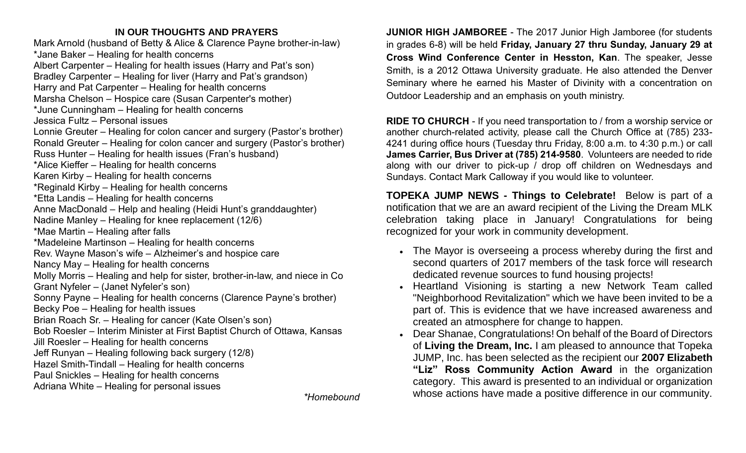## IN OUR THOUGHTS AND PRAYERS

Mark Arnold (husband of Betty & Alice & Clarence Payne brother-in-law)
*Jane Baker – Healing for health concerns
Albert Carpenter – Healing for health issues (Harry and Pat's son)
Bradley Carpenter – Healing for liver (Harry and Pat's grandson)
Harry and Pat Carpenter – Healing for health concerns
Marsha Chelson – Hospice care (Susan Carpenter's mother)
*June Cunningham – Healing for health concerns
Jessica Fultz – Personal issues
Lonnie Greuter – Healing for colon cancer and surgery (Pastor's brother)
Ronald Greuter – Healing for colon cancer and surgery (Pastor's brother)
Russ Hunter – Healing for health issues (Fran's husband)
*Alice Kieffer – Healing for health concerns
Karen Kirby – Healing for health concerns
*Reginald Kirby – Healing for health concerns
*Etta Landis – Healing for health concerns
Anne MacDonald – Help and healing (Heidi Hunt's granddaughter)
Nadine Manley – Healing for knee replacement (12/6)
*Mae Martin – Healing after falls
*Madeleine Martinson – Healing for health concerns
Rev. Wayne Mason's wife – Alzheimer's and hospice care
Nancy May – Healing for health concerns
Molly Morris – Healing and help for sister, brother-in-law, and niece in Co
Grant Nyfeler – (Janet Nyfeler's son)
Sonny Payne – Healing for health concerns (Clarence Payne's brother)
Becky Poe – Healing for health issues
Brian Roach Sr. – Healing for cancer (Kate Olsen's son)
Bob Roesler – Interim Minister at First Baptist Church of Ottawa, Kansas
Jill Roesler – Healing for health concerns
Jeff Runyan – Healing following back surgery (12/8)
Hazel Smith-Tindall – Healing for health concerns
Paul Snickles – Healing for health concerns
Adriana White – Healing for personal issues

*\*Homebound*

**JUNIOR HIGH JAMBOREE** - The 2017 Junior High Jamboree (for students in grades 6-8) will be held **Friday, January 27 thru Sunday, January 29 at Cross Wind Conference Center in Hesston, Kan**. The speaker, Jesse Smith, is a 2012 Ottawa University graduate. He also attended the Denver Seminary where he earned his Master of Divinity with a concentration on Outdoor Leadership and an emphasis on youth ministry.

**RIDE TO CHURCH** - If you need transportation to / from a worship service or another church-related activity, please call the Church Office at (785) 233-4241 during office hours (Tuesday thru Friday, 8:00 a.m. to 4:30 p.m.) or call **James Carrier, Bus Driver at (785) 214-9580**. Volunteers are needed to ride along with our driver to pick-up / drop off children on Wednesdays and Sundays. Contact Mark Calloway if you would like to volunteer.

**TOPEKA JUMP NEWS - Things to Celebrate!** Below is part of a notification that we are an award recipient of the Living the Dream MLK celebration taking place in January! Congratulations for being recognized for your work in community development.

- The Mayor is overseeing a process whereby during the first and second quarters of 2017 members of the task force will research dedicated revenue sources to fund housing projects!
- Heartland Visioning is starting a new Network Team called "Neighborhood Revitalization" which we have been invited to be a part of. This is evidence that we have increased awareness and created an atmosphere for change to happen.
- Dear Shanae, Congratulations! On behalf of the Board of Directors of **Living the Dream, Inc.** I am pleased to announce that Topeka JUMP, Inc. has been selected as the recipient our **2007 Elizabeth "Liz" Ross Community Action Award** in the organization category. This award is presented to an individual or organization whose actions have made a positive difference in our community.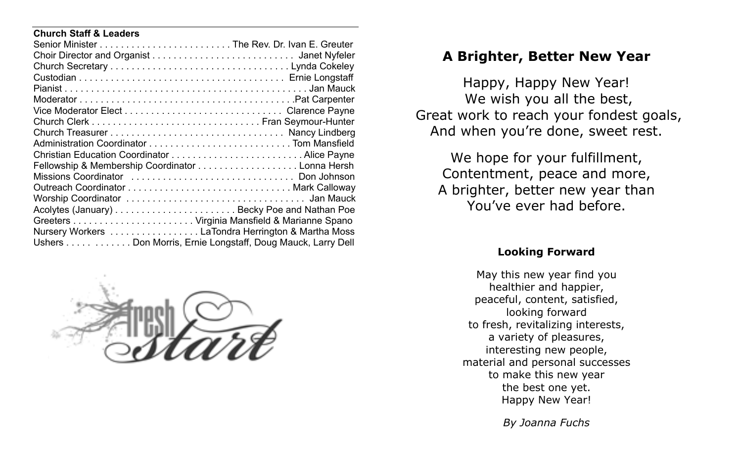**Church Staff & Leaders**

| | |
|---|---|
| Senior Minister | The Rev. Dr. Ivan E. Greuter |
| Choir Director and Organist | Janet Nyfeler |
| Church Secretary | Lynda Cokeley |
| Custodian | Ernie Longstaff |
| Pianist | Jan Mauck |
| Moderator | Pat Carpenter |
| Vice Moderator Elect | Clarence Payne |
| Church Clerk | Fran Seymour-Hunter |
| Church Treasurer | Nancy Lindberg |
| Administration Coordinator | Tom Mansfield |
| Christian Education Coordinator | Alice Payne |
| Fellowship & Membership Coordinator | Lonna Hersh |
| Missions Coordinator | Don Johnson |
| Outreach Coordinator | Mark Calloway |
| Worship Coordinator | Jan Mauck |
| Acolytes (January) | Becky Poe and Nathan Poe |
| Greeters | Virginia Mansfield & Marianne Spano |
| Nursery Workers | LaTondra Herrington & Martha Moss |
| Ushers | Don Morris, Ernie Longstaff, Doug Mauck, Larry Dell |

fresh start

## A Brighter, Better New Year

Happy, Happy New Year!
We wish you all the best,
Great work to reach your fondest goals,
And when you're done, sweet rest.

We hope for your fulfillment,
Contentment, peace and more,
A brighter, better new year than
You've ever had before.

### Looking Forward

May this new year find you
healthier and happier,
peaceful, content, satisfied,
looking forward
to fresh, revitalizing interests,
a variety of pleasures,
interesting new people,
material and personal successes
to make this new year
the best one yet.
Happy New Year!

*By Joanna Fuchs*